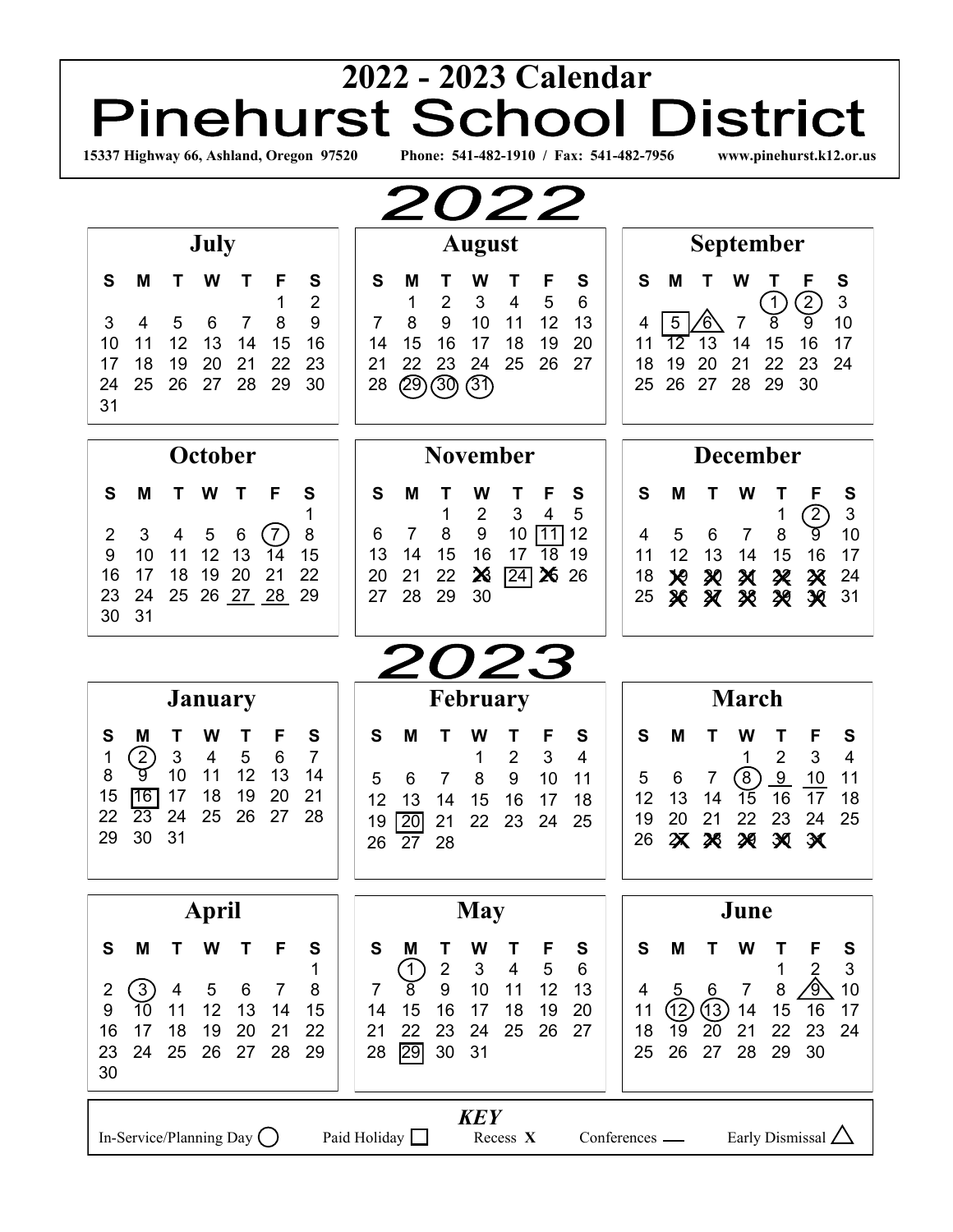# 2022 - 2023 Calendar

# Pinehurst School District

15337 Highway 66, Ashland, Oregon 97520 Phone: 541-482-1910 / Fax: 541-482-7956 www.pinehurst.k12.or.us

## 2022

### July

| S | M | T | W | T | F | S |
|---|---|---|---|---|---|---|
| | | | | | 1 | 2 |
| 3 | 4 | 5 | 6 | 7 | 8 | 9 |
| 10 | 11 | 12 | 13 | 14 | 15 | 16 |
| 17 | 18 | 19 | 20 | 21 | 22 | 23 |
| 24 | 25 | 26 | 27 | 28 | 29 | 30 |
| 31 | | | | | | |

### August

| S | M | T | W | T | F | S |
|---|---|---|---|---|---|---|
| | 1 | 2 | 3 | 4 | 5 | 6 |
| 7 | 8 | 9 | 10 | 11 | 12 | 13 |
| 14 | 15 | 16 | 17 | 18 | 19 | 20 |
| 21 | 22 | 23 | 24 | 25 | 26 | 27 |
| 28 | (29) | (30) | (31) | | | |

### September

| S | M | T | W | T | F | S |
|---|---|---|---|---|---|---|
| | | | | (1) | (2) | 3 |
| 4 | [5] | △6 | 7 | 8 | 9 | 10 |
| 11 | 12 | 13 | 14 | 15 | 16 | 17 |
| 18 | 19 | 20 | 21 | 22 | 23 | 24 |
| 25 | 26 | 27 | 28 | 29 | 30 | |

### October

| S | M | T | W | T | F | S |
|---|---|---|---|---|---|---|
| | | | | | | 1 |
| 2 | 3 | 4 | 5 | 6 | (7) | 8 |
| 9 | 10 | 11 | 12 | 13 | 14 | 15 |
| 16 | 17 | 18 | 19 | 20 | 21 | 22 |
| 23 | 24 | 25 | 26 | _27_ | _28_ | 29 |
| 30 | 31 | | | | | |

### November

| S | M | T | W | T | F | S |
|---|---|---|---|---|---|---|
| | | 1 | 2 | 3 | 4 | 5 |
| 6 | 7 | 8 | 9 | 10 | [11] | 12 |
| 13 | 14 | 15 | 16 | 17 | 18 | 19 |
| 20 | 21 | 22 | X 23 | [24] | X 25 | 26 |
| 27 | 28 | 29 | 30 | | | |

### December

| S | M | T | W | T | F | S |
|---|---|---|---|---|---|---|
| | | | | 1 | (2) | 3 |
| 4 | 5 | 6 | 7 | 8 | 9 | 10 |
| 11 | 12 | 13 | 14 | 15 | 16 | 17 |
| 18 | X 19 | X 20 | X 21 | X 22 | X 23 | 24 |
| 25 | X 26 | X 27 | X 28 | X 29 | X 30 | 31 |

## 2023

### January

| S | M | T | W | T | F | S |
|---|---|---|---|---|---|---|
| 1 | (2) | 3 | 4 | 5 | 6 | 7 |
| 8 | 9 | 10 | 11 | 12 | 13 | 14 |
| 15 | [16] | 17 | 18 | 19 | 20 | 21 |
| 22 | 23 | 24 | 25 | 26 | 27 | 28 |
| 29 | 30 | 31 | | | | |

### February

| S | M | T | W | T | F | S |
|---|---|---|---|---|---|---|
| | | | 1 | 2 | 3 | 4 |
| 5 | 6 | 7 | 8 | 9 | 10 | 11 |
| 12 | 13 | 14 | 15 | 16 | 17 | 18 |
| 19 | [20] | 21 | 22 | 23 | 24 | 25 |
| 26 | 27 | 28 | | | | |

### March

| S | M | T | W | T | F | S |
|---|---|---|---|---|---|---|
| | | | 1 | 2 | 3 | 4 |
| 5 | 6 | 7 | (8) | _9_ | _10_ | 11 |
| 12 | 13 | 14 | 15 | 16 | 17 | 18 |
| 19 | 20 | 21 | 22 | 23 | 24 | 25 |
| 26 | X 27 | X 28 | X 29 | X 30 | X 31 | |

### April

| S | M | T | W | T | F | S |
|---|---|---|---|---|---|---|
| | | | | | | 1 |
| 2 | (3) | 4 | 5 | 6 | 7 | 8 |
| 9 | 10 | 11 | 12 | 13 | 14 | 15 |
| 16 | 17 | 18 | 19 | 20 | 21 | 22 |
| 23 | 24 | 25 | 26 | 27 | 28 | 29 |
| 30 | | | | | | |

### May

| S | M | T | W | T | F | S |
|---|---|---|---|---|---|---|
| | (1) | 2 | 3 | 4 | 5 | 6 |
| 7 | 8 | 9 | 10 | 11 | 12 | 13 |
| 14 | 15 | 16 | 17 | 18 | 19 | 20 |
| 21 | 22 | 23 | 24 | 25 | 26 | 27 |
| 28 | [29] | 30 | 31 | | | |

### June

| S | M | T | W | T | F | S |
|---|---|---|---|---|---|---|
| | | | | 1 | 2 | 3 |
| 4 | 5 | 6 | 7 | 8 | △9 | 10 |
| 11 | (12) | (13) | 14 | 15 | 16 | 17 |
| 18 | 19 | 20 | 21 | 22 | 23 | 24 |
| 25 | 26 | 27 | 28 | 29 | 30 | |

### *KEY*

In-Service/Planning Day ◯ Paid Holiday ☐ Recess **X** Conferences ___ Early Dismissal △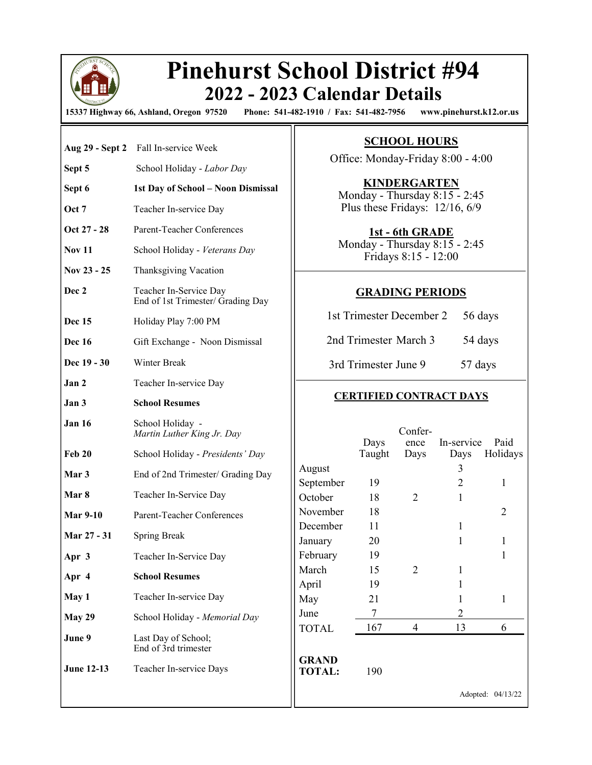# Pinehurst School District #94

## 2022 - 2023 Calendar Details

**15337 Highway 66, Ashland, Oregon 97520 Phone: 541-482-1910 / Fax: 541-482-7956 www.pinehurst.k12.or.us**

| | |
|---|---|
| **Aug 29 - Sept 2** | Fall In-service Week |
| **Sept 5** | School Holiday - *Labor Day* |
| **Sept 6** | **1st Day of School – Noon Dismissal** |
| **Oct 7** | Teacher In-service Day |
| **Oct 27 - 28** | Parent-Teacher Conferences |
| **Nov 11** | School Holiday - *Veterans Day* |
| **Nov 23 - 25** | Thanksgiving Vacation |
| **Dec 2** | Teacher In-Service Day<br>End of 1st Trimester/ Grading Day |
| **Dec 15** | Holiday Play 7:00 PM |
| **Dec 16** | Gift Exchange - Noon Dismissal |
| **Dec 19 - 30** | Winter Break |
| **Jan 2** | Teacher In-service Day |
| **Jan 3** | **School Resumes** |
| **Jan 16** | School Holiday - *Martin Luther King Jr. Day* |
| **Feb 20** | School Holiday - *Presidents' Day* |
| **Mar 3** | End of 2nd Trimester/ Grading Day |
| **Mar 8** | Teacher In-Service Day |
| **Mar 9-10** | Parent-Teacher Conferences |
| **Mar 27 - 31** | Spring Break |
| **Apr 3** | Teacher In-Service Day |
| **Apr 4** | **School Resumes** |
| **May 1** | Teacher In-service Day |
| **May 29** | School Holiday - *Memorial Day* |
| **June 9** | Last Day of School;<br>End of 3rd trimester |
| **June 12-13** | Teacher In-service Days |

### SCHOOL HOURS

Office: Monday-Friday 8:00 - 4:00

**KINDERGARTEN**

Monday - Thursday 8:15 - 2:45
Plus these Fridays: 12/16, 6/9

**1st - 6th GRADE**

Monday - Thursday 8:15 - 2:45
Fridays 8:15 - 12:00

### GRADING PERIODS

| | |
|---|---|
| 1st Trimester December 2 | 56 days |
| 2nd Trimester March 3 | 54 days |
| 3rd Trimester June 9 | 57 days |

### CERTIFIED CONTRACT DAYS

| | Days Taught | Conference Days | In-service Days | Paid Holidays |
|---|---|---|---|---|
| August | | | 3 | |
| September | 19 | | 2 | 1 |
| October | 18 | 2 | 1 | |
| November | 18 | | | 2 |
| December | 11 | | 1 | |
| January | 20 | | 1 | 1 |
| February | 19 | | | 1 |
| March | 15 | 2 | 1 | |
| April | 19 | | 1 | |
| May | 21 | | 1 | 1 |
| June | 7 | | 2 | |
| TOTAL | 167 | 4 | 13 | 6 |
| **GRAND TOTAL:** | 190 | | | |

Adopted: 04/13/22